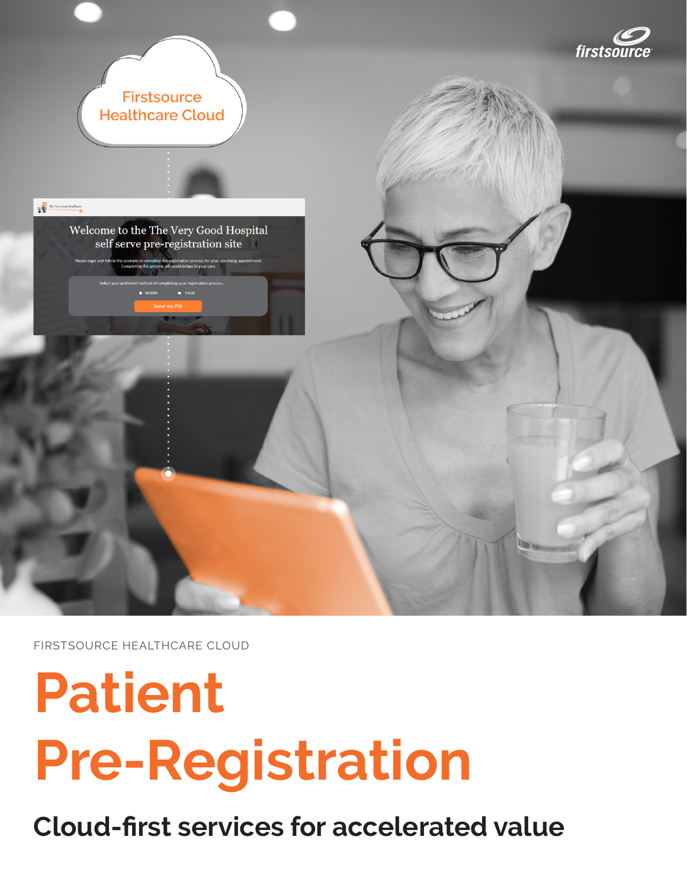FIRSTSOURCE HEALTHCARE CLOUD

# Patient Pre-Registration

## Cloud-first services for accelerated value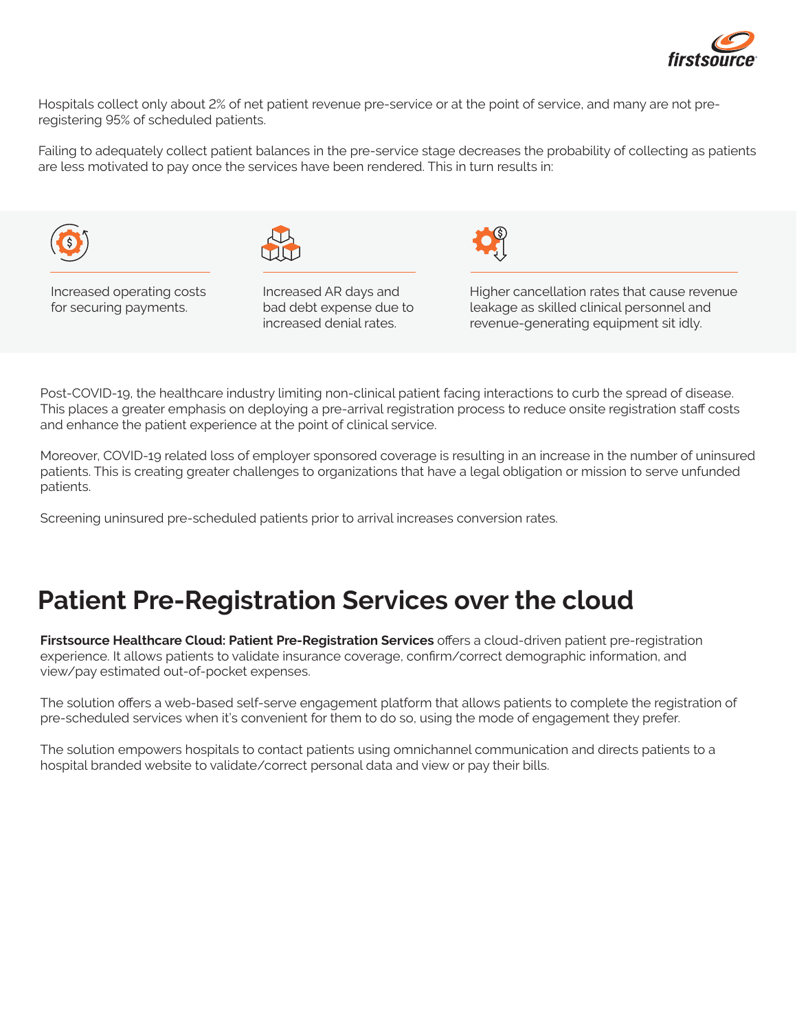Hospitals collect only about 2% of net patient revenue pre-service or at the point of service, and many are not pre-registering 95% of scheduled patients.

Failing to adequately collect patient balances in the pre-service stage decreases the probability of collecting as patients are less motivated to pay once the services have been rendered. This in turn results in:

- Increased operating costs for securing payments.
- Increased AR days and bad debt expense due to increased denial rates.
- Higher cancellation rates that cause revenue leakage as skilled clinical personnel and revenue-generating equipment sit idly.

Post-COVID-19, the healthcare industry limiting non-clinical patient facing interactions to curb the spread of disease. This places a greater emphasis on deploying a pre-arrival registration process to reduce onsite registration staff costs and enhance the patient experience at the point of clinical service.

Moreover, COVID-19 related loss of employer sponsored coverage is resulting in an increase in the number of uninsured patients. This is creating greater challenges to organizations that have a legal obligation or mission to serve unfunded patients.

Screening uninsured pre-scheduled patients prior to arrival increases conversion rates.

## Patient Pre-Registration Services over the cloud

**Firstsource Healthcare Cloud: Patient Pre-Registration Services** offers a cloud-driven patient pre-registration experience. It allows patients to validate insurance coverage, confirm/correct demographic information, and view/pay estimated out-of-pocket expenses.

The solution offers a web-based self-serve engagement platform that allows patients to complete the registration of pre-scheduled services when it's convenient for them to do so, using the mode of engagement they prefer.

The solution empowers hospitals to contact patients using omnichannel communication and directs patients to a hospital branded website to validate/correct personal data and view or pay their bills.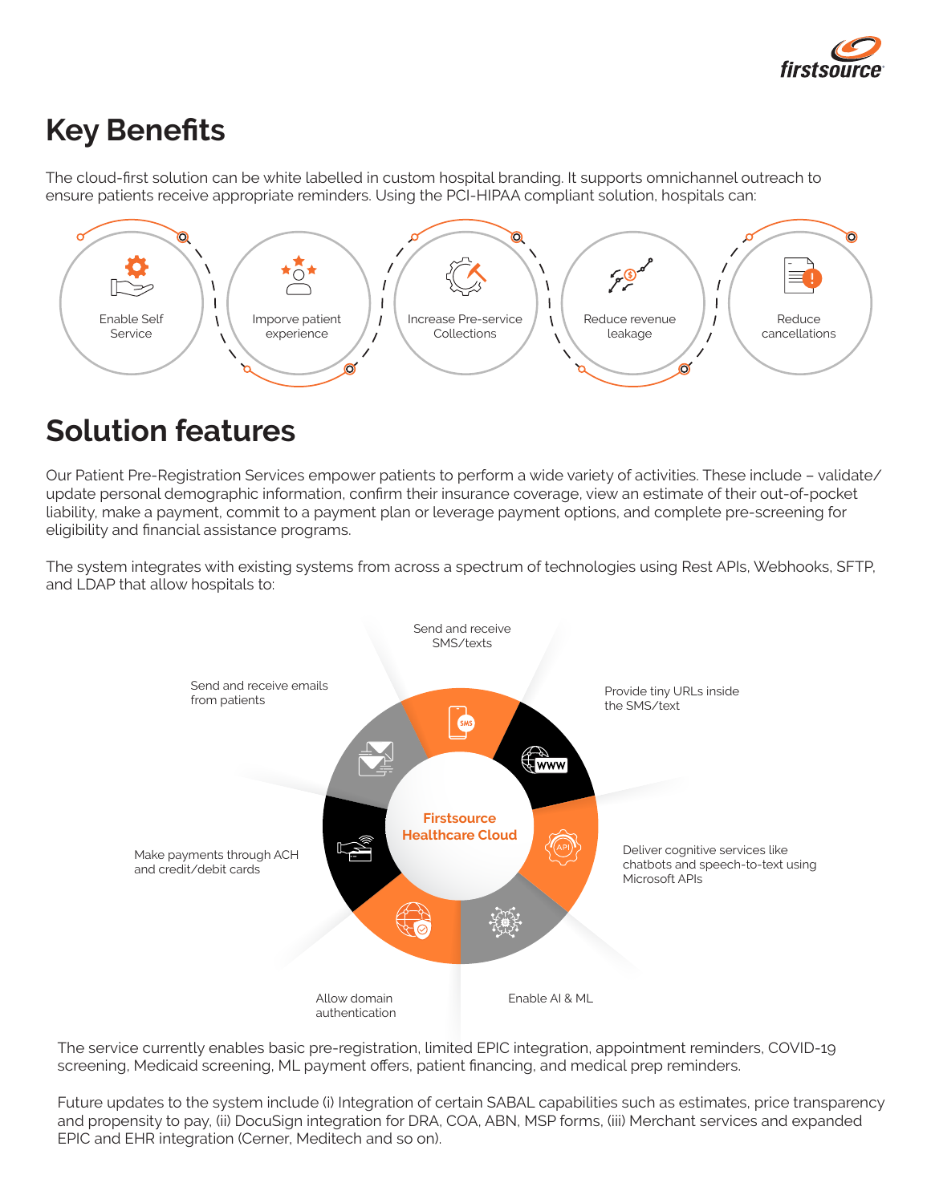# Key Benefits

The cloud-first solution can be white labelled in custom hospital branding. It supports omnichannel outreach to ensure patients receive appropriate reminders. Using the PCI-HIPAA compliant solution, hospitals can:

- Enable Self Service
- Imporve patient experience
- Increase Pre-service Collections
- Reduce revenue leakage
- Reduce cancellations

# Solution features

Our Patient Pre-Registration Services empower patients to perform a wide variety of activities. These include – validate/update personal demographic information, confirm their insurance coverage, view an estimate of their out-of-pocket liability, make a payment, commit to a payment plan or leverage payment options, and complete pre-screening for eligibility and financial assistance programs.

The system integrates with existing systems from across a spectrum of technologies using Rest APIs, Webhooks, SFTP, and LDAP that allow hospitals to:

**Firstsource Healthcare Cloud**

- Send and receive SMS/texts
- Provide tiny URLs inside the SMS/text
- Deliver cognitive services like chatbots and speech-to-text using Microsoft APIs
- Enable AI & ML
- Allow domain authentication
- Make payments through ACH and credit/debit cards
- Send and receive emails from patients

The service currently enables basic pre-registration, limited EPIC integration, appointment reminders, COVID-19 screening, Medicaid screening, ML payment offers, patient financing, and medical prep reminders.

Future updates to the system include (i) Integration of certain SABAL capabilities such as estimates, price transparency and propensity to pay, (ii) DocuSign integration for DRA, COA, ABN, MSP forms, (iii) Merchant services and expanded EPIC and EHR integration (Cerner, Meditech and so on).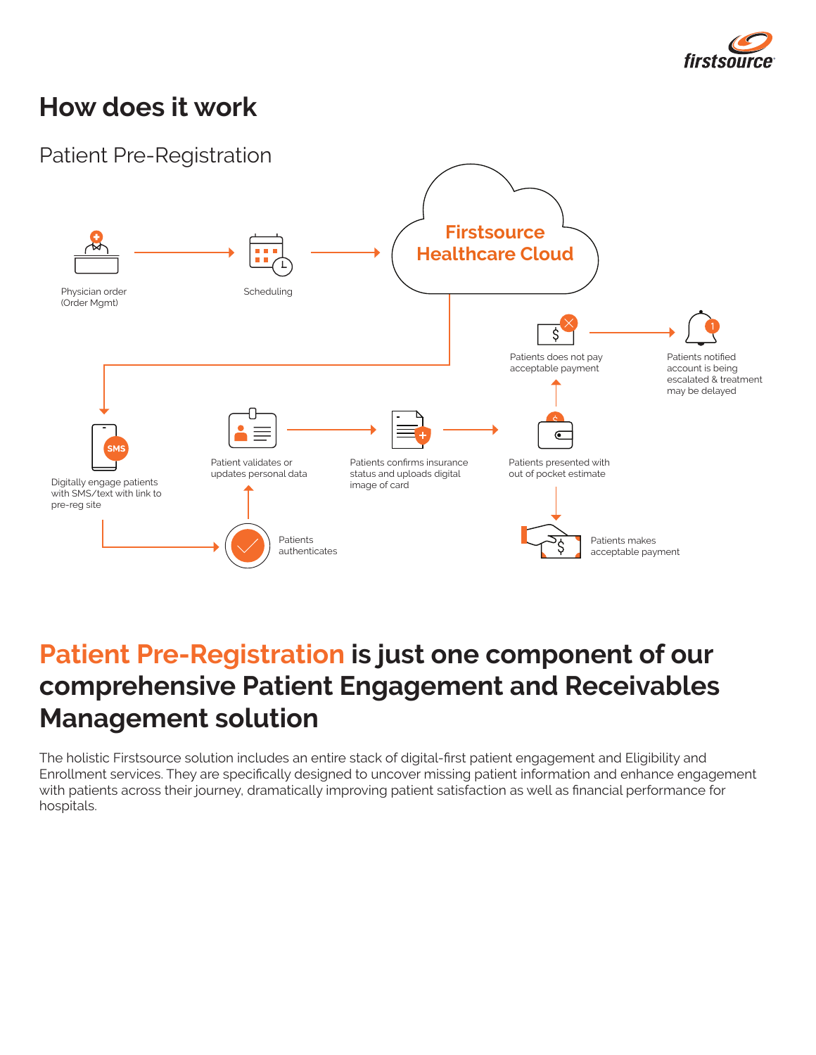# How does it work

## Patient Pre-Registration

Physician order (Order Mgmt)

Scheduling

Firstsource Healthcare Cloud

Digitally engage patients with SMS/text with link to pre-reg site

Patients authenticates

Patient validates or updates personal data

Patients confirms insurance status and uploads digital image of card

Patients presented with out of pocket estimate

Patients does not pay acceptable payment

Patients notified account is being escalated & treatment may be delayed

Patients makes acceptable payment

# Patient Pre-Registration is just one component of our comprehensive Patient Engagement and Receivables Management solution

The holistic Firstsource solution includes an entire stack of digital-first patient engagement and Eligibility and Enrollment services. They are specifically designed to uncover missing patient information and enhance engagement with patients across their journey, dramatically improving patient satisfaction as well as financial performance for hospitals.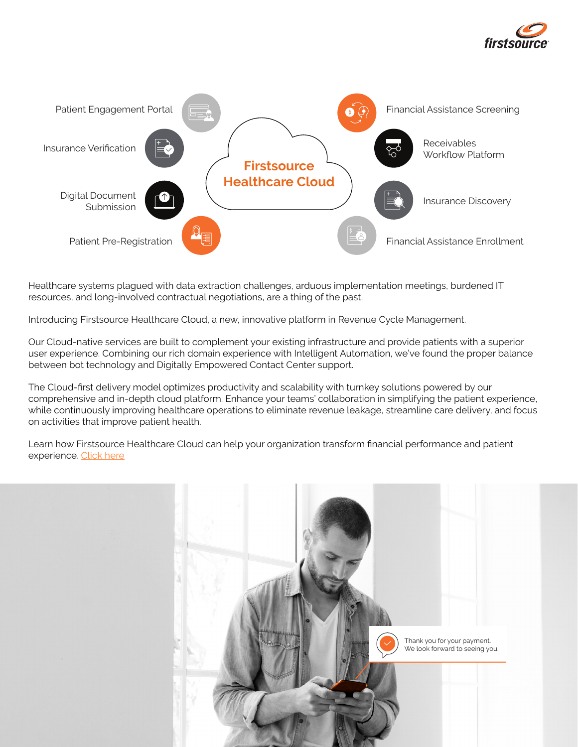Patient Engagement Portal

Insurance Verification

Digital Document Submission

Patient Pre-Registration

**Firstsource Healthcare Cloud**

Financial Assistance Screening

Receivables Workflow Platform

Insurance Discovery

Financial Assistance Enrollment

Healthcare systems plagued with data extraction challenges, arduous implementation meetings, burdened IT resources, and long-involved contractual negotiations, are a thing of the past.

Introducing Firstsource Healthcare Cloud, a new, innovative platform in Revenue Cycle Management.

Our Cloud-native services are built to complement your existing infrastructure and provide patients with a superior user experience. Combining our rich domain experience with Intelligent Automation, we've found the proper balance between bot technology and Digitally Empowered Contact Center support.

The Cloud-first delivery model optimizes productivity and scalability with turnkey solutions powered by our comprehensive and in-depth cloud platform. Enhance your teams' collaboration in simplifying the patient experience, while continuously improving healthcare operations to eliminate revenue leakage, streamline care delivery, and focus on activities that improve patient health.

Learn how Firstsource Healthcare Cloud can help your organization transform financial performance and patient experience. Click here

Thank you for your payment.
We look forward to seeing you.